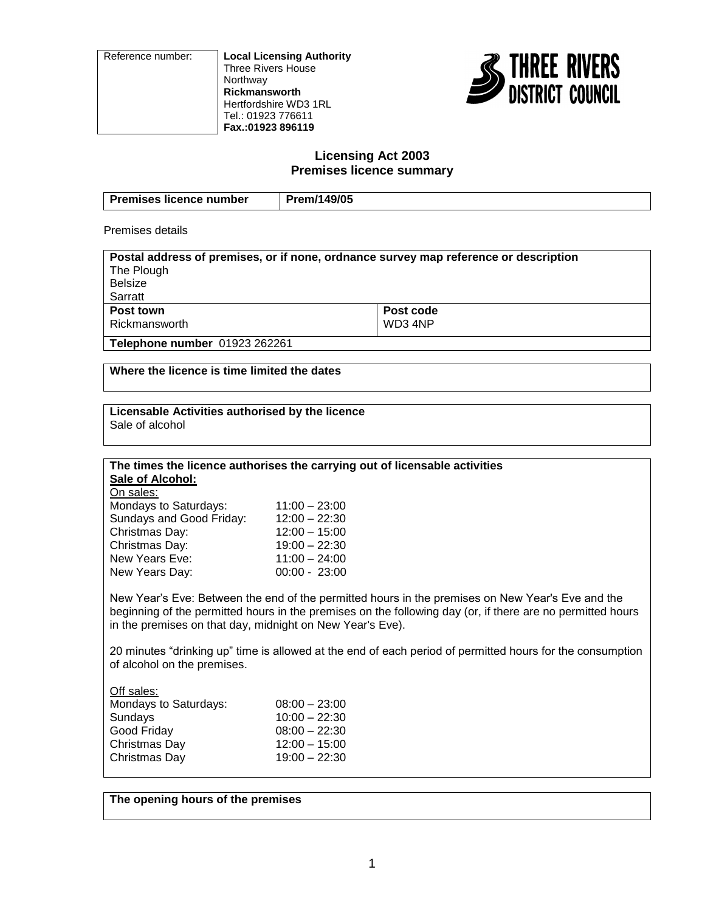| Reference number: | **Local Licensing Authority**<br>Three Rivers House<br>Northway<br>**Rickmansworth**<br>Hertfordshire WD3 1RL<br>Tel.: 01923 776611<br>**Fax.:01923 896119** |
| --- | --- |

THREE RIVERS DISTRICT COUNCIL

## Licensing Act 2003
## Premises licence summary

| **Premises licence number** | **Prem/149/05** |
| --- | --- |

Premises details

| **Postal address of premises, or if none, ordnance survey map reference or description**<br>The Plough<br>Belsize<br>Sarratt | |
| --- | --- |
| **Post town**<br>Rickmansworth | **Post code**<br>WD3 4NP |
| **Telephone number** 01923 262261 | |

**Where the licence is time limited the dates**

**Licensable Activities authorised by the licence**
Sale of alcohol

**The times the licence authorises the carrying out of licensable activities**

**Sale of Alcohol:**

On sales:

| | |
| --- | --- |
| Mondays to Saturdays: | 11:00 – 23:00 |
| Sundays and Good Friday: | 12:00 – 22:30 |
| Christmas Day: | 12:00 – 15:00 |
| Christmas Day: | 19:00 – 22:30 |
| New Years Eve: | 11:00 – 24:00 |
| New Years Day: | 00:00 - 23:00 |

New Year's Eve: Between the end of the permitted hours in the premises on New Year's Eve and the beginning of the permitted hours in the premises on the following day (or, if there are no permitted hours in the premises on that day, midnight on New Year's Eve).

20 minutes "drinking up" time is allowed at the end of each period of permitted hours for the consumption of alcohol on the premises.

Off sales:

| | |
| --- | --- |
| Mondays to Saturdays: | 08:00 – 23:00 |
| Sundays | 10:00 – 22:30 |
| Good Friday | 08:00 – 22:30 |
| Christmas Day | 12:00 – 15:00 |
| Christmas Day | 19:00 – 22:30 |

**The opening hours of the premises**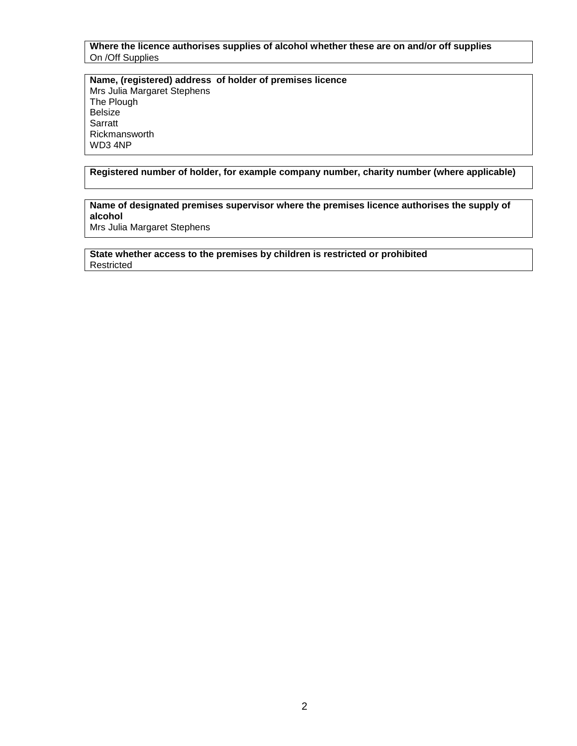**Where the licence authorises supplies of alcohol whether these are on and/or off supplies**
On /Off Supplies

**Name, (registered) address of holder of premises licence**
Mrs Julia Margaret Stephens
The Plough
Belsize
Sarratt
Rickmansworth
WD3 4NP

**Registered number of holder, for example company number, charity number (where applicable)**

**Name of designated premises supervisor where the premises licence authorises the supply of alcohol**
Mrs Julia Margaret Stephens

**State whether access to the premises by children is restricted or prohibited**
Restricted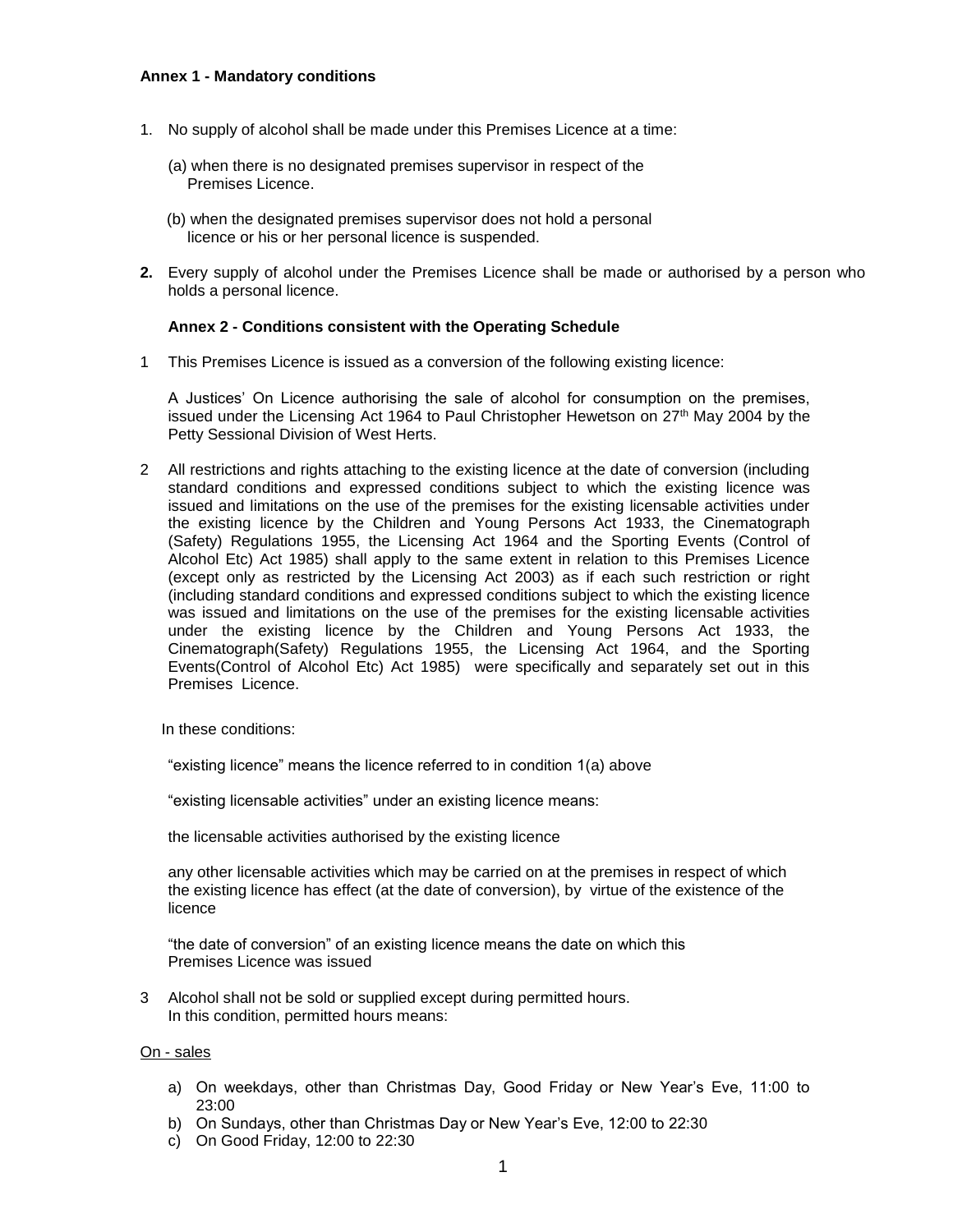**Annex 1 - Mandatory conditions**

1. No supply of alcohol shall be made under this Premises Licence at a time:

   (a) when there is no designated premises supervisor in respect of the Premises Licence.

   (b) when the designated premises supervisor does not hold a personal licence or his or her personal licence is suspended.

**2.** Every supply of alcohol under the Premises Licence shall be made or authorised by a person who holds a personal licence.

**Annex 2 - Conditions consistent with the Operating Schedule**

1 This Premises Licence is issued as a conversion of the following existing licence:

A Justices' On Licence authorising the sale of alcohol for consumption on the premises, issued under the Licensing Act 1964 to Paul Christopher Hewetson on 27th May 2004 by the Petty Sessional Division of West Herts.

2 All restrictions and rights attaching to the existing licence at the date of conversion (including standard conditions and expressed conditions subject to which the existing licence was issued and limitations on the use of the premises for the existing licensable activities under the existing licence by the Children and Young Persons Act 1933, the Cinematograph (Safety) Regulations 1955, the Licensing Act 1964 and the Sporting Events (Control of Alcohol Etc) Act 1985) shall apply to the same extent in relation to this Premises Licence (except only as restricted by the Licensing Act 2003) as if each such restriction or right (including standard conditions and expressed conditions subject to which the existing licence was issued and limitations on the use of the premises for the existing licensable activities under the existing licence by the Children and Young Persons Act 1933, the Cinematograph(Safety) Regulations 1955, the Licensing Act 1964, and the Sporting Events(Control of Alcohol Etc) Act 1985) were specifically and separately set out in this Premises Licence.

In these conditions:

"existing licence" means the licence referred to in condition 1(a) above

"existing licensable activities" under an existing licence means:

the licensable activities authorised by the existing licence

any other licensable activities which may be carried on at the premises in respect of which the existing licence has effect (at the date of conversion), by virtue of the existence of the licence

"the date of conversion" of an existing licence means the date on which this Premises Licence was issued

3 Alcohol shall not be sold or supplied except during permitted hours.
In this condition, permitted hours means:

<u>On - sales</u>

a) On weekdays, other than Christmas Day, Good Friday or New Year's Eve, 11:00 to 23:00
b) On Sundays, other than Christmas Day or New Year's Eve, 12:00 to 22:30
c) On Good Friday, 12:00 to 22:30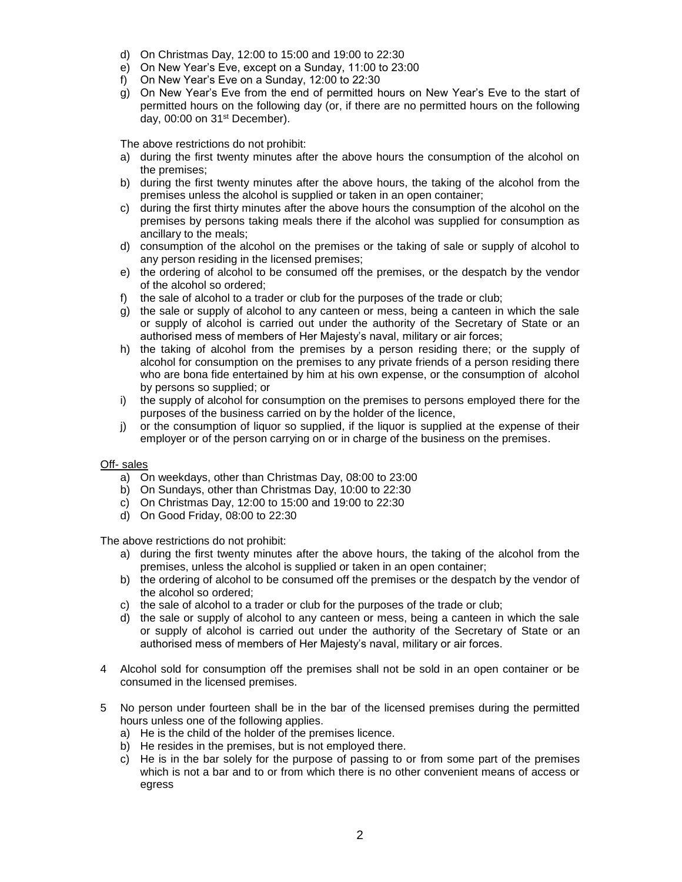d) On Christmas Day, 12:00 to 15:00 and 19:00 to 22:30
e) On New Year's Eve, except on a Sunday, 11:00 to 23:00
f) On New Year's Eve on a Sunday, 12:00 to 22:30
g) On New Year's Eve from the end of permitted hours on New Year's Eve to the start of permitted hours on the following day (or, if there are no permitted hours on the following day, 00:00 on 31st December).

The above restrictions do not prohibit:

a) during the first twenty minutes after the above hours the consumption of the alcohol on the premises;
b) during the first twenty minutes after the above hours, the taking of the alcohol from the premises unless the alcohol is supplied or taken in an open container;
c) during the first thirty minutes after the above hours the consumption of the alcohol on the premises by persons taking meals there if the alcohol was supplied for consumption as ancillary to the meals;
d) consumption of the alcohol on the premises or the taking of sale or supply of alcohol to any person residing in the licensed premises;
e) the ordering of alcohol to be consumed off the premises, or the despatch by the vendor of the alcohol so ordered;
f) the sale of alcohol to a trader or club for the purposes of the trade or club;
g) the sale or supply of alcohol to any canteen or mess, being a canteen in which the sale or supply of alcohol is carried out under the authority of the Secretary of State or an authorised mess of members of Her Majesty's naval, military or air forces;
h) the taking of alcohol from the premises by a person residing there; or the supply of alcohol for consumption on the premises to any private friends of a person residing there who are bona fide entertained by him at his own expense, or the consumption of alcohol by persons so supplied; or
i) the supply of alcohol for consumption on the premises to persons employed there for the purposes of the business carried on by the holder of the licence,
j) or the consumption of liquor so supplied, if the liquor is supplied at the expense of their employer or of the person carrying on or in charge of the business on the premises.

Off- sales

a) On weekdays, other than Christmas Day, 08:00 to 23:00
b) On Sundays, other than Christmas Day, 10:00 to 22:30
c) On Christmas Day, 12:00 to 15:00 and 19:00 to 22:30
d) On Good Friday, 08:00 to 22:30

The above restrictions do not prohibit:

a) during the first twenty minutes after the above hours, the taking of the alcohol from the premises, unless the alcohol is supplied or taken in an open container;
b) the ordering of alcohol to be consumed off the premises or the despatch by the vendor of the alcohol so ordered;
c) the sale of alcohol to a trader or club for the purposes of the trade or club;
d) the sale or supply of alcohol to any canteen or mess, being a canteen in which the sale or supply of alcohol is carried out under the authority of the Secretary of State or an authorised mess of members of Her Majesty's naval, military or air forces.

4 Alcohol sold for consumption off the premises shall not be sold in an open container or be consumed in the licensed premises.

5 No person under fourteen shall be in the bar of the licensed premises during the permitted hours unless one of the following applies.

a) He is the child of the holder of the premises licence.
b) He resides in the premises, but is not employed there.
c) He is in the bar solely for the purpose of passing to or from some part of the premises which is not a bar and to or from which there is no other convenient means of access or egress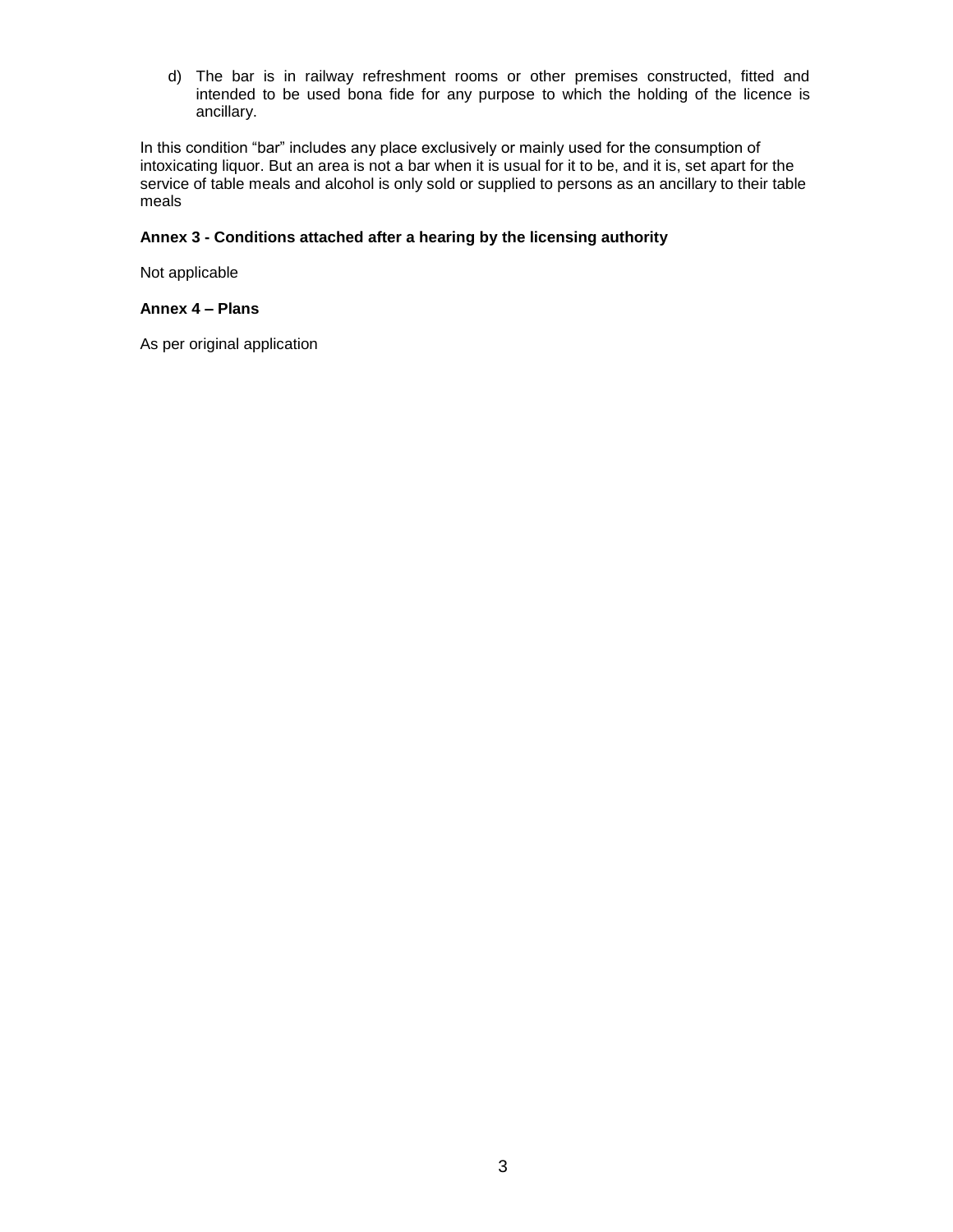d) The bar is in railway refreshment rooms or other premises constructed, fitted and intended to be used bona fide for any purpose to which the holding of the licence is ancillary.

In this condition "bar" includes any place exclusively or mainly used for the consumption of intoxicating liquor. But an area is not a bar when it is usual for it to be, and it is, set apart for the service of table meals and alcohol is only sold or supplied to persons as an ancillary to their table meals

**Annex 3 - Conditions attached after a hearing by the licensing authority**

Not applicable

**Annex 4 – Plans**

As per original application